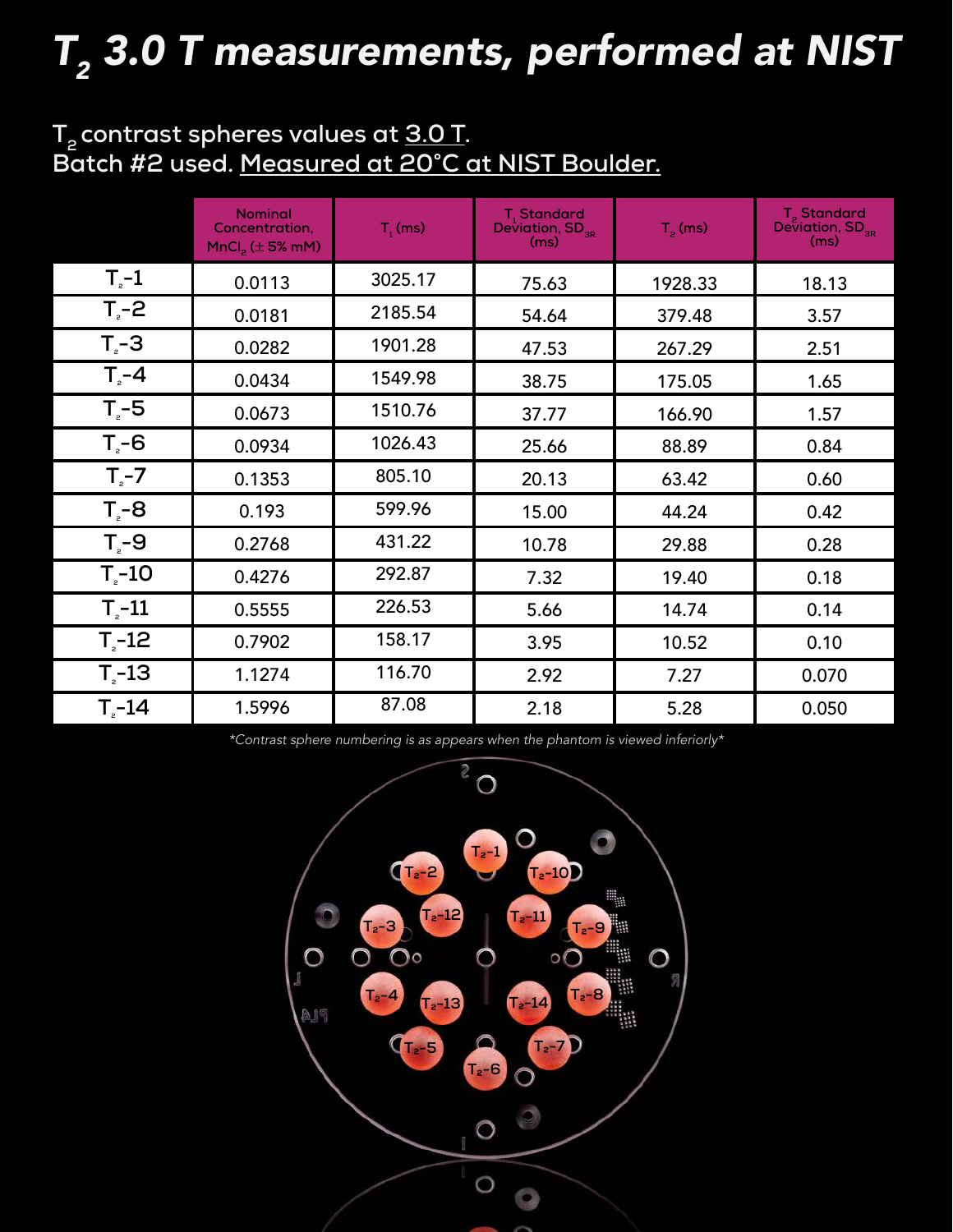# $T_2$ 3.0 T measurements, performed at NIST

$T_2$ contrast spheres values at 3.0 T.
Batch #2 used. Measured at 20°C at NIST Boulder.

| | Nominal Concentration, $MnCl_2$ (± 5% mM) | $T_1$ (ms) | $T_1$ Standard Deviation, $SD_{3R}$ (ms) | $T_2$ (ms) | $T_2$ Standard Deviation, $SD_{3R}$ (ms) |
|---|---|---|---|---|---|
| $T_2$-1 | 0.0113 | 3025.17 | 75.63 | 1928.33 | 18.13 |
| $T_2$-2 | 0.0181 | 2185.54 | 54.64 | 379.48 | 3.57 |
| $T_2$-3 | 0.0282 | 1901.28 | 47.53 | 267.29 | 2.51 |
| $T_2$-4 | 0.0434 | 1549.98 | 38.75 | 175.05 | 1.65 |
| $T_2$-5 | 0.0673 | 1510.76 | 37.77 | 166.90 | 1.57 |
| $T_2$-6 | 0.0934 | 1026.43 | 25.66 | 88.89 | 0.84 |
| $T_2$-7 | 0.1353 | 805.10 | 20.13 | 63.42 | 0.60 |
| $T_2$-8 | 0.193 | 599.96 | 15.00 | 44.24 | 0.42 |
| $T_2$-9 | 0.2768 | 431.22 | 10.78 | 29.88 | 0.28 |
| $T_2$-10 | 0.4276 | 292.87 | 7.32 | 19.40 | 0.18 |
| $T_2$-11 | 0.5555 | 226.53 | 5.66 | 14.74 | 0.14 |
| $T_2$-12 | 0.7902 | 158.17 | 3.95 | 10.52 | 0.10 |
| $T_2$-13 | 1.1274 | 116.70 | 2.92 | 7.27 | 0.070 |
| $T_2$-14 | 1.5996 | 87.08 | 2.18 | 5.28 | 0.050 |

*\*Contrast sphere numbering is as appears when the phantom is viewed inferiorly\**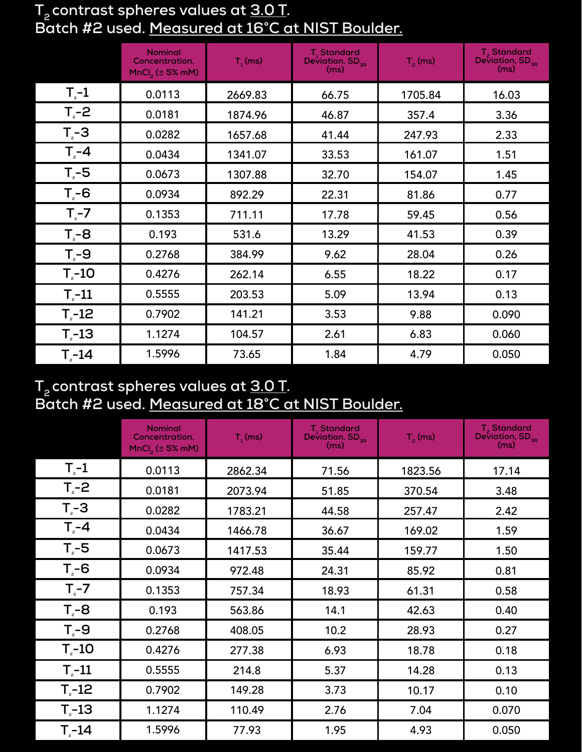## $T_2$ contrast spheres values at 3.0 T.
## Batch #2 used. Measured at 16°C at NIST Boulder.

| | Nominal Concentration, $MnCl_2$ (± 5% mM) | $T_1$ (ms) | $T_1$ Standard Deviation, $SD_{3R}$ (ms) | $T_2$ (ms) | $T_2$ Standard Deviation, $SD_{3R}$ (ms) |
|---|---|---|---|---|---|
| $T_2$-1 | 0.0113 | 2669.83 | 66.75 | 1705.84 | 16.03 |
| $T_2$-2 | 0.0181 | 1874.96 | 46.87 | 357.4 | 3.36 |
| $T_2$-3 | 0.0282 | 1657.68 | 41.44 | 247.93 | 2.33 |
| $T_2$-4 | 0.0434 | 1341.07 | 33.53 | 161.07 | 1.51 |
| $T_2$-5 | 0.0673 | 1307.88 | 32.70 | 154.07 | 1.45 |
| $T_2$-6 | 0.0934 | 892.29 | 22.31 | 81.86 | 0.77 |
| $T_2$-7 | 0.1353 | 711.11 | 17.78 | 59.45 | 0.56 |
| $T_2$-8 | 0.193 | 531.6 | 13.29 | 41.53 | 0.39 |
| $T_2$-9 | 0.2768 | 384.99 | 9.62 | 28.04 | 0.26 |
| $T_2$-10 | 0.4276 | 262.14 | 6.55 | 18.22 | 0.17 |
| $T_2$-11 | 0.5555 | 203.53 | 5.09 | 13.94 | 0.13 |
| $T_2$-12 | 0.7902 | 141.21 | 3.53 | 9.88 | 0.090 |
| $T_2$-13 | 1.1274 | 104.57 | 2.61 | 6.83 | 0.060 |
| $T_2$-14 | 1.5996 | 73.65 | 1.84 | 4.79 | 0.050 |

## $T_2$ contrast spheres values at 3.0 T.
## Batch #2 used. Measured at 18°C at NIST Boulder.

| | Nominal Concentration, $MnCl_2$ (± 5% mM) | $T_1$ (ms) | $T_1$ Standard Deviation, $SD_{3R}$ (ms) | $T_2$ (ms) | $T_2$ Standard Deviation, $SD_{3R}$ (ms) |
|---|---|---|---|---|---|
| $T_2$-1 | 0.0113 | 2862.34 | 71.56 | 1823.56 | 17.14 |
| $T_2$-2 | 0.0181 | 2073.94 | 51.85 | 370.54 | 3.48 |
| $T_2$-3 | 0.0282 | 1783.21 | 44.58 | 257.47 | 2.42 |
| $T_2$-4 | 0.0434 | 1466.78 | 36.67 | 169.02 | 1.59 |
| $T_2$-5 | 0.0673 | 1417.53 | 35.44 | 159.77 | 1.50 |
| $T_2$-6 | 0.0934 | 972.48 | 24.31 | 85.92 | 0.81 |
| $T_2$-7 | 0.1353 | 757.34 | 18.93 | 61.31 | 0.58 |
| $T_2$-8 | 0.193 | 563.86 | 14.1 | 42.63 | 0.40 |
| $T_2$-9 | 0.2768 | 408.05 | 10.2 | 28.93 | 0.27 |
| $T_2$-10 | 0.4276 | 277.38 | 6.93 | 18.78 | 0.18 |
| $T_2$-11 | 0.5555 | 214.8 | 5.37 | 14.28 | 0.13 |
| $T_2$-12 | 0.7902 | 149.28 | 3.73 | 10.17 | 0.10 |
| $T_2$-13 | 1.1274 | 110.49 | 2.76 | 7.04 | 0.070 |
| $T_2$-14 | 1.5996 | 77.93 | 1.95 | 4.93 | 0.050 |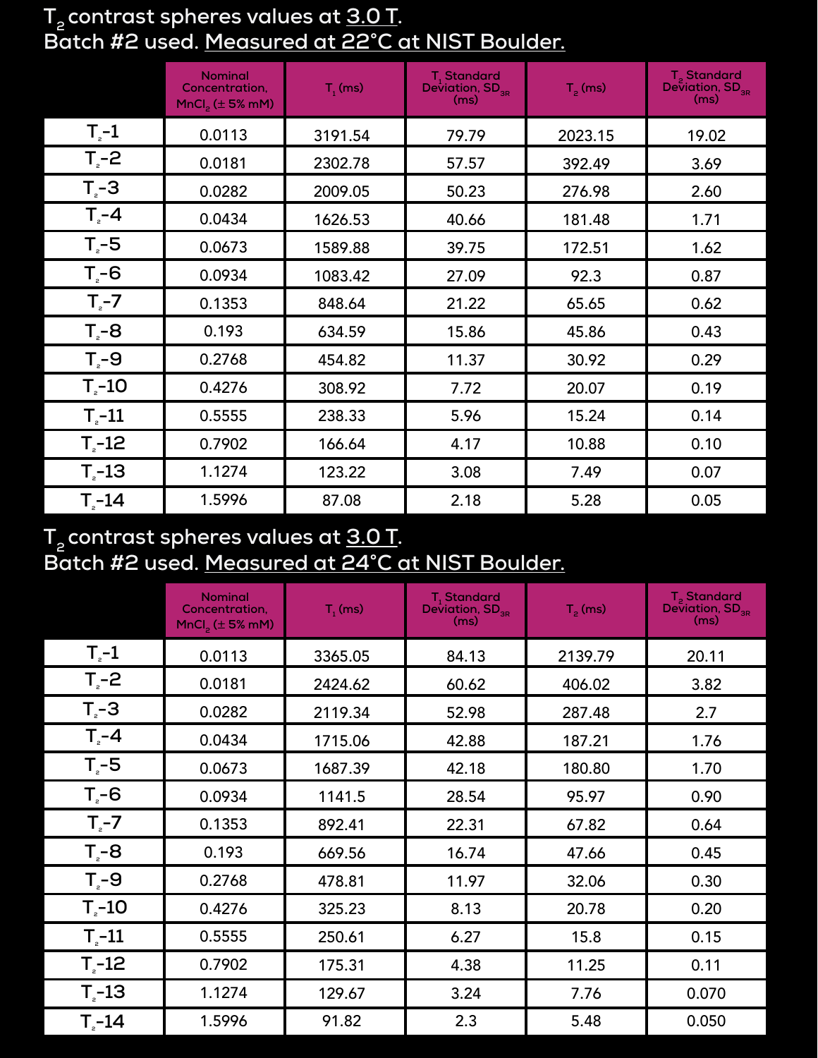## $T_2$ contrast spheres values at 3.0 T.
## Batch #2 used. Measured at 22°C at NIST Boulder.

| | Nominal Concentration, $MnCl_2$ (± 5% mM) | $T_1$ (ms) | $T_1$ Standard Deviation, $SD_{3R}$ (ms) | $T_2$ (ms) | $T_2$ Standard Deviation, $SD_{3R}$ (ms) |
|---|---|---|---|---|---|
| $T_2$-1 | 0.0113 | 3191.54 | 79.79 | 2023.15 | 19.02 |
| $T_2$-2 | 0.0181 | 2302.78 | 57.57 | 392.49 | 3.69 |
| $T_2$-3 | 0.0282 | 2009.05 | 50.23 | 276.98 | 2.60 |
| $T_2$-4 | 0.0434 | 1626.53 | 40.66 | 181.48 | 1.71 |
| $T_2$-5 | 0.0673 | 1589.88 | 39.75 | 172.51 | 1.62 |
| $T_2$-6 | 0.0934 | 1083.42 | 27.09 | 92.3 | 0.87 |
| $T_2$-7 | 0.1353 | 848.64 | 21.22 | 65.65 | 0.62 |
| $T_2$-8 | 0.193 | 634.59 | 15.86 | 45.86 | 0.43 |
| $T_2$-9 | 0.2768 | 454.82 | 11.37 | 30.92 | 0.29 |
| $T_2$-10 | 0.4276 | 308.92 | 7.72 | 20.07 | 0.19 |
| $T_2$-11 | 0.5555 | 238.33 | 5.96 | 15.24 | 0.14 |
| $T_2$-12 | 0.7902 | 166.64 | 4.17 | 10.88 | 0.10 |
| $T_2$-13 | 1.1274 | 123.22 | 3.08 | 7.49 | 0.07 |
| $T_2$-14 | 1.5996 | 87.08 | 2.18 | 5.28 | 0.05 |

## $T_2$ contrast spheres values at 3.0 T.
## Batch #2 used. Measured at 24°C at NIST Boulder.

| | Nominal Concentration, $MnCl_2$ (± 5% mM) | $T_1$ (ms) | $T_1$ Standard Deviation, $SD_{3R}$ (ms) | $T_2$ (ms) | $T_2$ Standard Deviation, $SD_{3R}$ (ms) |
|---|---|---|---|---|---|
| $T_2$-1 | 0.0113 | 3365.05 | 84.13 | 2139.79 | 20.11 |
| $T_2$-2 | 0.0181 | 2424.62 | 60.62 | 406.02 | 3.82 |
| $T_2$-3 | 0.0282 | 2119.34 | 52.98 | 287.48 | 2.7 |
| $T_2$-4 | 0.0434 | 1715.06 | 42.88 | 187.21 | 1.76 |
| $T_2$-5 | 0.0673 | 1687.39 | 42.18 | 180.80 | 1.70 |
| $T_2$-6 | 0.0934 | 1141.5 | 28.54 | 95.97 | 0.90 |
| $T_2$-7 | 0.1353 | 892.41 | 22.31 | 67.82 | 0.64 |
| $T_2$-8 | 0.193 | 669.56 | 16.74 | 47.66 | 0.45 |
| $T_2$-9 | 0.2768 | 478.81 | 11.97 | 32.06 | 0.30 |
| $T_2$-10 | 0.4276 | 325.23 | 8.13 | 20.78 | 0.20 |
| $T_2$-11 | 0.5555 | 250.61 | 6.27 | 15.8 | 0.15 |
| $T_2$-12 | 0.7902 | 175.31 | 4.38 | 11.25 | 0.11 |
| $T_2$-13 | 1.1274 | 129.67 | 3.24 | 7.76 | 0.070 |
| $T_2$-14 | 1.5996 | 91.82 | 2.3 | 5.48 | 0.050 |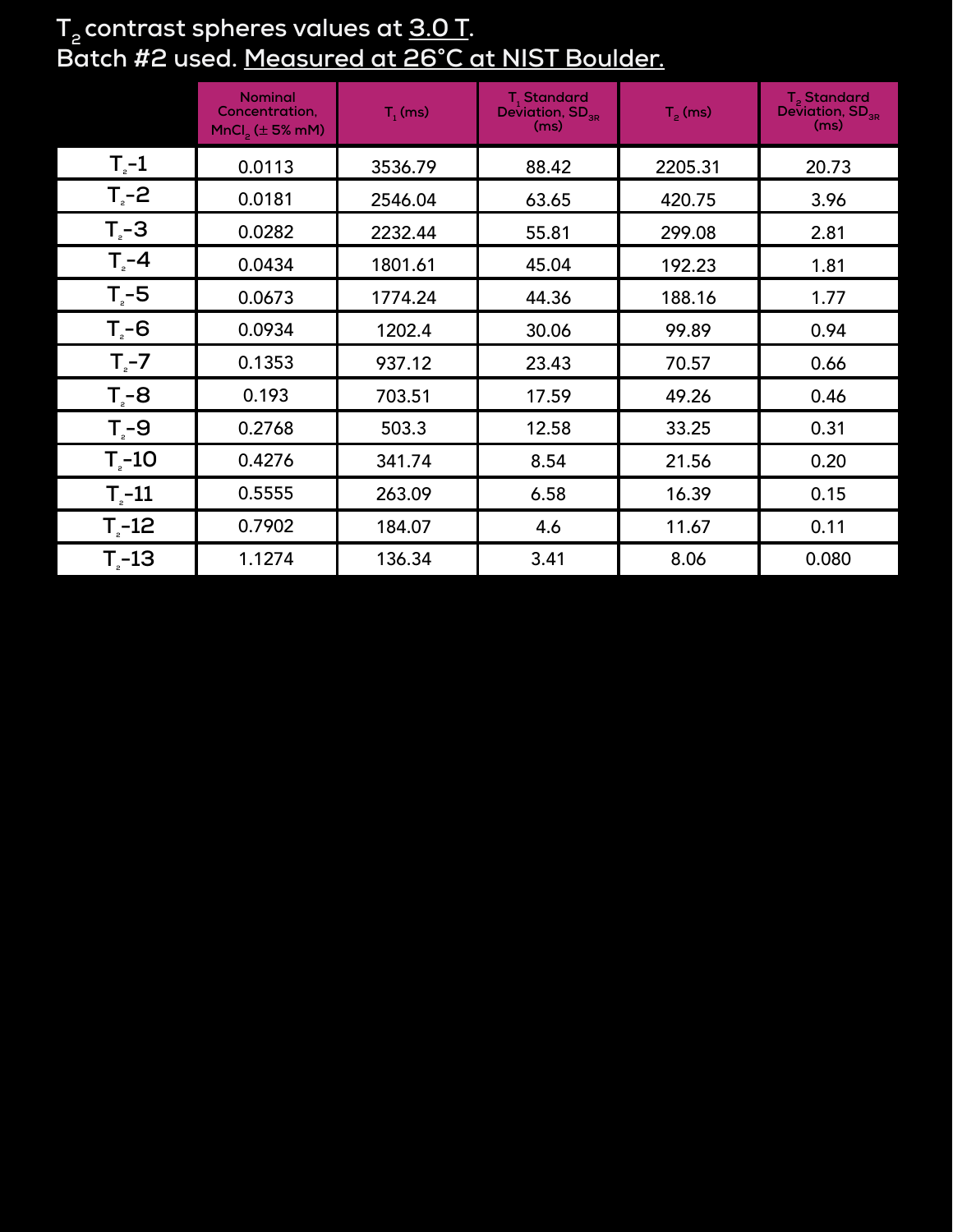$T_2$ contrast spheres values at 3.0 T.
Batch #2 used. Measured at 26°C at NIST Boulder.

| | Nominal Concentration, $MnCl_2$ (± 5% mM) | $T_1$ (ms) | $T_1$ Standard Deviation, $SD_{3R}$ (ms) | $T_2$ (ms) | $T_2$ Standard Deviation, $SD_{3R}$ (ms) |
|---|---|---|---|---|---|
| $T_2$-1 | 0.0113 | 3536.79 | 88.42 | 2205.31 | 20.73 |
| $T_2$-2 | 0.0181 | 2546.04 | 63.65 | 420.75 | 3.96 |
| $T_2$-3 | 0.0282 | 2232.44 | 55.81 | 299.08 | 2.81 |
| $T_2$-4 | 0.0434 | 1801.61 | 45.04 | 192.23 | 1.81 |
| $T_2$-5 | 0.0673 | 1774.24 | 44.36 | 188.16 | 1.77 |
| $T_2$-6 | 0.0934 | 1202.4 | 30.06 | 99.89 | 0.94 |
| $T_2$-7 | 0.1353 | 937.12 | 23.43 | 70.57 | 0.66 |
| $T_2$-8 | 0.193 | 703.51 | 17.59 | 49.26 | 0.46 |
| $T_2$-9 | 0.2768 | 503.3 | 12.58 | 33.25 | 0.31 |
| $T_2$-10 | 0.4276 | 341.74 | 8.54 | 21.56 | 0.20 |
| $T_2$-11 | 0.5555 | 263.09 | 6.58 | 16.39 | 0.15 |
| $T_2$-12 | 0.7902 | 184.07 | 4.6 | 11.67 | 0.11 |
| $T_2$-13 | 1.1274 | 136.34 | 3.41 | 8.06 | 0.080 |